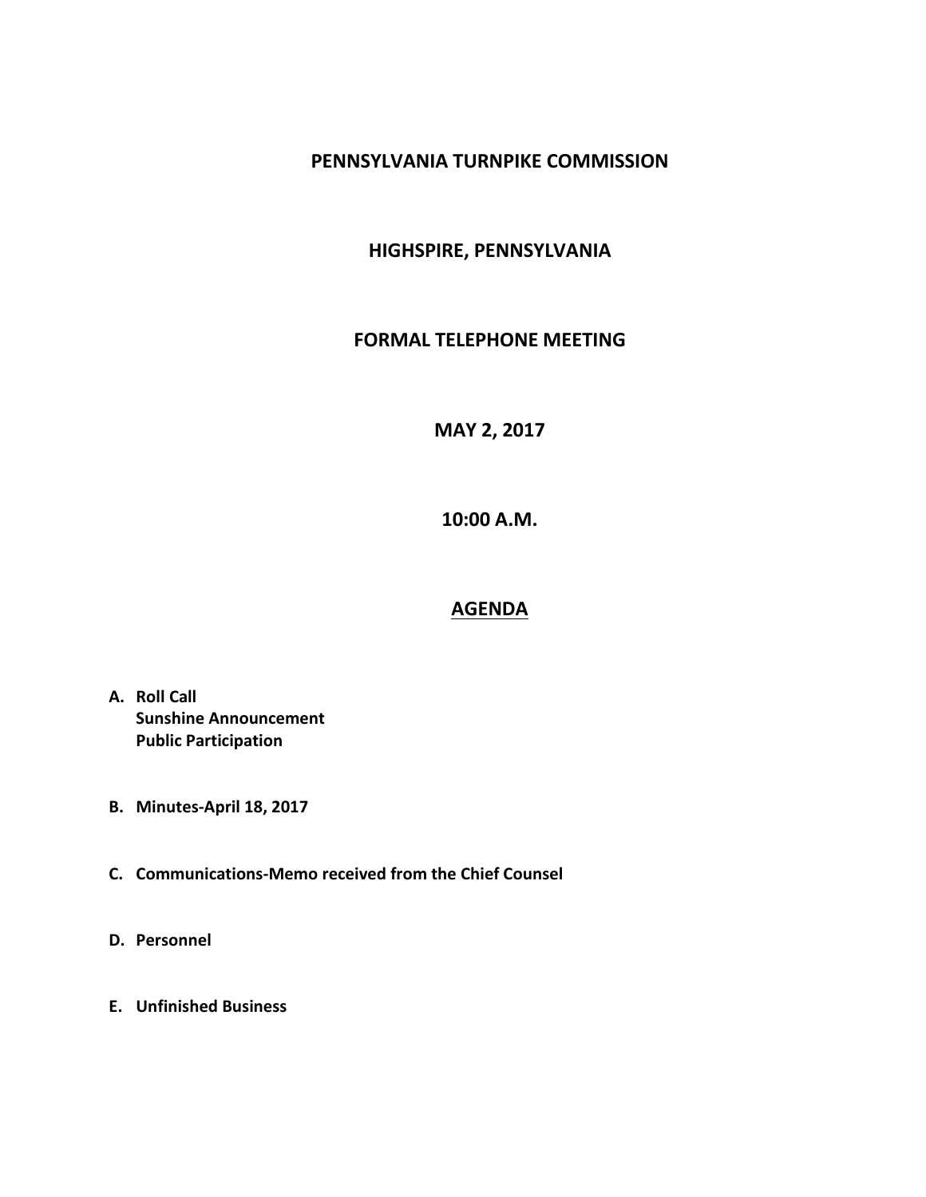# PENNSYLVANIA TURNPIKE COMMISSION

## HIGHSPIRE, PENNSYLVANIA

## FORMAL TELEPHONE MEETING

## MAY 2, 2017

## 10:00 A.M.

## AGENDA

**A. Roll Call**
**Sunshine Announcement**
**Public Participation**

**B. Minutes-April 18, 2017**

**C. Communications-Memo received from the Chief Counsel**

**D. Personnel**

**E. Unfinished Business**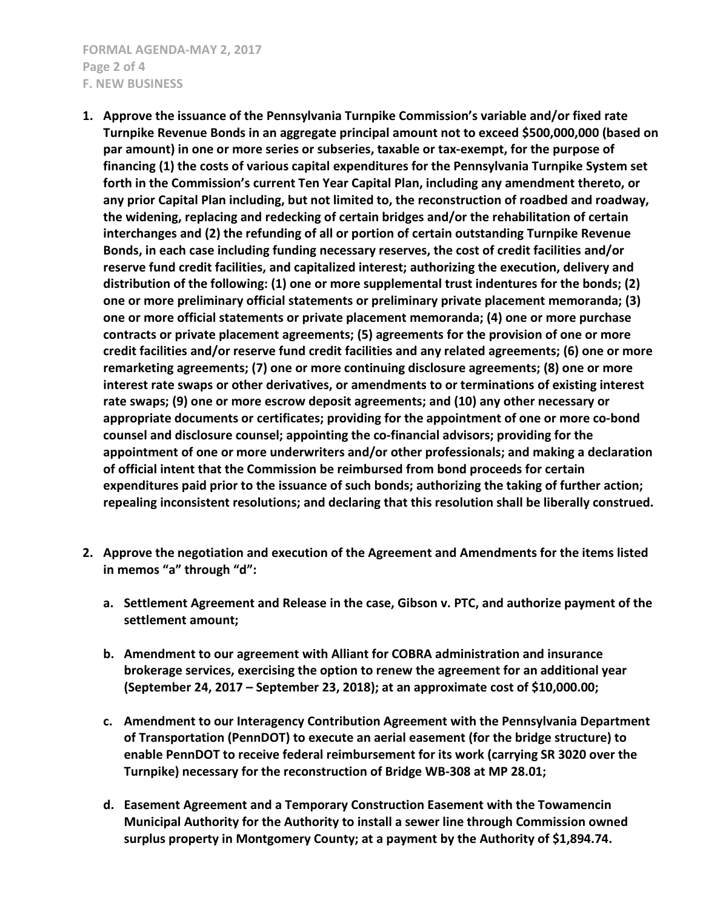## F. NEW BUSINESS

1. **Approve the issuance of the Pennsylvania Turnpike Commission's variable and/or fixed rate Turnpike Revenue Bonds in an aggregate principal amount not to exceed $500,000,000 (based on par amount) in one or more series or subseries, taxable or tax-exempt, for the purpose of financing (1) the costs of various capital expenditures for the Pennsylvania Turnpike System set forth in the Commission's current Ten Year Capital Plan, including any amendment thereto, or any prior Capital Plan including, but not limited to, the reconstruction of roadbed and roadway, the widening, replacing and redecking of certain bridges and/or the rehabilitation of certain interchanges and (2) the refunding of all or portion of certain outstanding Turnpike Revenue Bonds, in each case including funding necessary reserves, the cost of credit facilities and/or reserve fund credit facilities, and capitalized interest; authorizing the execution, delivery and distribution of the following: (1) one or more supplemental trust indentures for the bonds; (2) one or more preliminary official statements or preliminary private placement memoranda; (3) one or more official statements or private placement memoranda; (4) one or more purchase contracts or private placement agreements; (5) agreements for the provision of one or more credit facilities and/or reserve fund credit facilities and any related agreements; (6) one or more remarketing agreements; (7) one or more continuing disclosure agreements; (8) one or more interest rate swaps or other derivatives, or amendments to or terminations of existing interest rate swaps; (9) one or more escrow deposit agreements; and (10) any other necessary or appropriate documents or certificates; providing for the appointment of one or more co-bond counsel and disclosure counsel; appointing the co-financial advisors; providing for the appointment of one or more underwriters and/or other professionals; and making a declaration of official intent that the Commission be reimbursed from bond proceeds for certain expenditures paid prior to the issuance of such bonds; authorizing the taking of further action; repealing inconsistent resolutions; and declaring that this resolution shall be liberally construed.**

2. **Approve the negotiation and execution of the Agreement and Amendments for the items listed in memos "a" through "d":**

   a. **Settlement Agreement and Release in the case, Gibson v. PTC, and authorize payment of the settlement amount;**

   b. **Amendment to our agreement with Alliant for COBRA administration and insurance brokerage services, exercising the option to renew the agreement for an additional year (September 24, 2017 – September 23, 2018); at an approximate cost of $10,000.00;**

   c. **Amendment to our Interagency Contribution Agreement with the Pennsylvania Department of Transportation (PennDOT) to execute an aerial easement (for the bridge structure) to enable PennDOT to receive federal reimbursement for its work (carrying SR 3020 over the Turnpike) necessary for the reconstruction of Bridge WB-308 at MP 28.01;**

   d. **Easement Agreement and a Temporary Construction Easement with the Towamencin Municipal Authority for the Authority to install a sewer line through Commission owned surplus property in Montgomery County; at a payment by the Authority of $1,894.74.**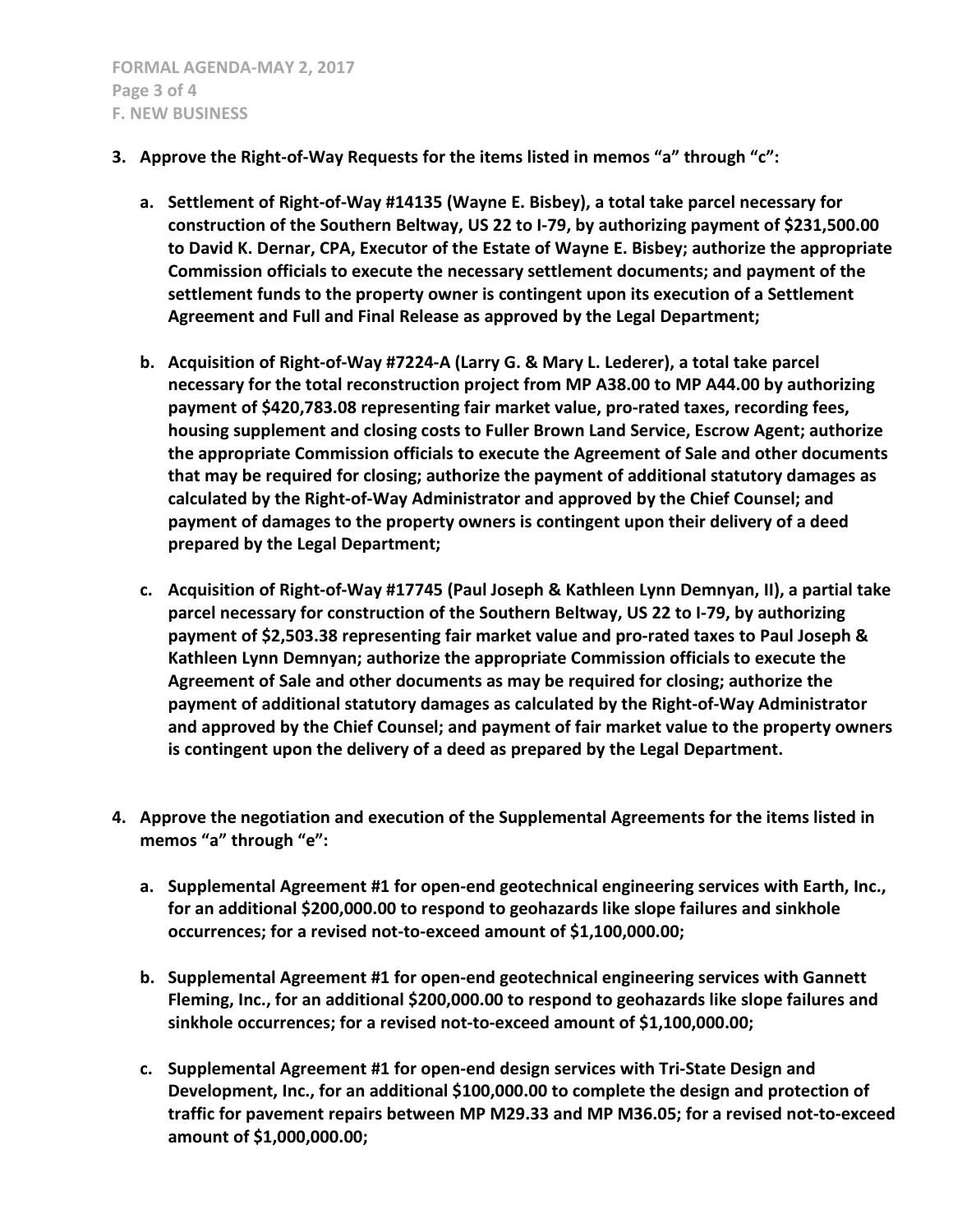**3. Approve the Right-of-Way Requests for the items listed in memos "a" through "c":**

**a. Settlement of Right-of-Way #14135 (Wayne E. Bisbey), a total take parcel necessary for construction of the Southern Beltway, US 22 to I-79, by authorizing payment of $231,500.00 to David K. Dernar, CPA, Executor of the Estate of Wayne E. Bisbey; authorize the appropriate Commission officials to execute the necessary settlement documents; and payment of the settlement funds to the property owner is contingent upon its execution of a Settlement Agreement and Full and Final Release as approved by the Legal Department;**

**b. Acquisition of Right-of-Way #7224-A (Larry G. & Mary L. Lederer), a total take parcel necessary for the total reconstruction project from MP A38.00 to MP A44.00 by authorizing payment of $420,783.08 representing fair market value, pro-rated taxes, recording fees, housing supplement and closing costs to Fuller Brown Land Service, Escrow Agent; authorize the appropriate Commission officials to execute the Agreement of Sale and other documents that may be required for closing; authorize the payment of additional statutory damages as calculated by the Right-of-Way Administrator and approved by the Chief Counsel; and payment of damages to the property owners is contingent upon their delivery of a deed prepared by the Legal Department;**

**c. Acquisition of Right-of-Way #17745 (Paul Joseph & Kathleen Lynn Demnyan, II), a partial take parcel necessary for construction of the Southern Beltway, US 22 to I-79, by authorizing payment of $2,503.38 representing fair market value and pro-rated taxes to Paul Joseph & Kathleen Lynn Demnyan; authorize the appropriate Commission officials to execute the Agreement of Sale and other documents as may be required for closing; authorize the payment of additional statutory damages as calculated by the Right-of-Way Administrator and approved by the Chief Counsel; and payment of fair market value to the property owners is contingent upon the delivery of a deed as prepared by the Legal Department.**

**4. Approve the negotiation and execution of the Supplemental Agreements for the items listed in memos "a" through "e":**

**a. Supplemental Agreement #1 for open-end geotechnical engineering services with Earth, Inc., for an additional $200,000.00 to respond to geohazards like slope failures and sinkhole occurrences; for a revised not-to-exceed amount of $1,100,000.00;**

**b. Supplemental Agreement #1 for open-end geotechnical engineering services with Gannett Fleming, Inc., for an additional $200,000.00 to respond to geohazards like slope failures and sinkhole occurrences; for a revised not-to-exceed amount of $1,100,000.00;**

**c. Supplemental Agreement #1 for open-end design services with Tri-State Design and Development, Inc., for an additional $100,000.00 to complete the design and protection of traffic for pavement repairs between MP M29.33 and MP M36.05; for a revised not-to-exceed amount of $1,000,000.00;**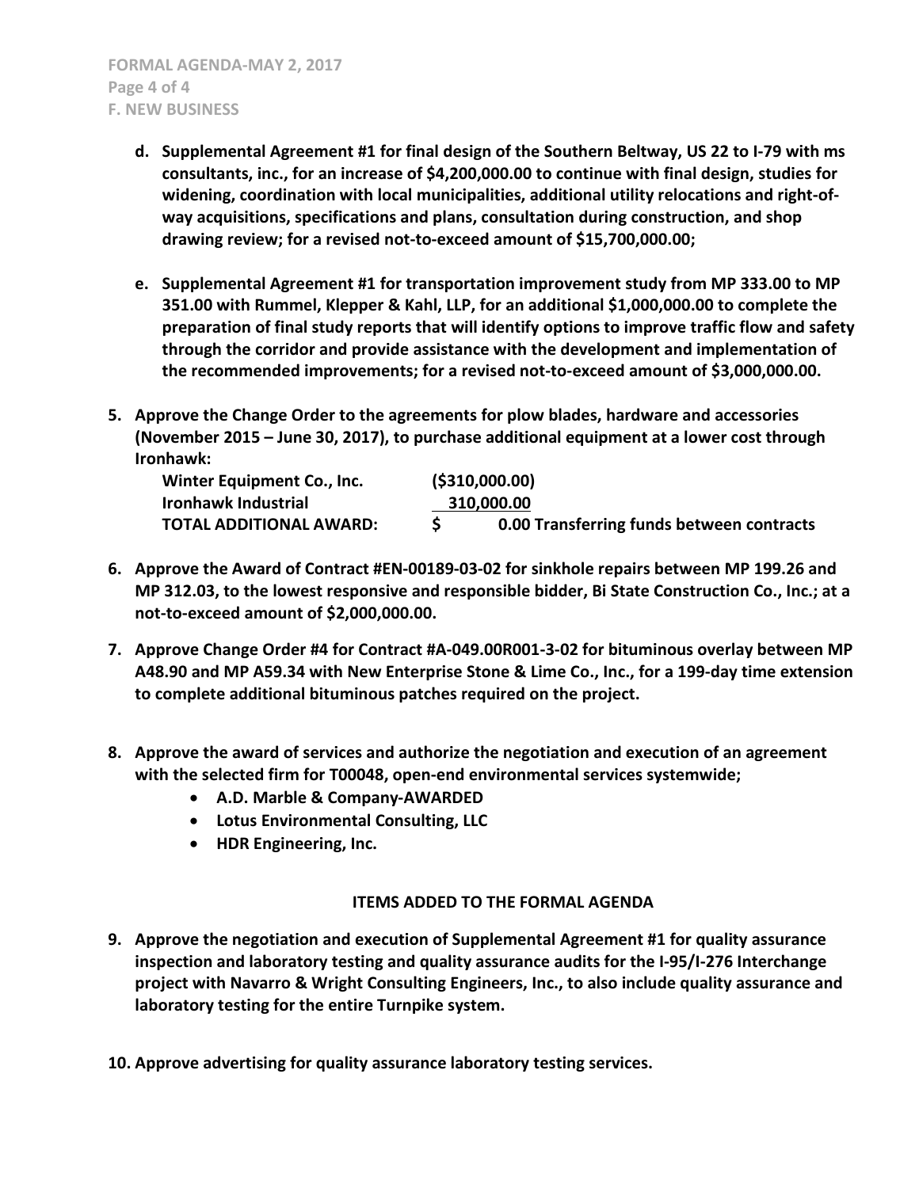**d. Supplemental Agreement #1 for final design of the Southern Beltway, US 22 to I-79 with ms consultants, inc., for an increase of $4,200,000.00 to continue with final design, studies for widening, coordination with local municipalities, additional utility relocations and right-of-way acquisitions, specifications and plans, consultation during construction, and shop drawing review; for a revised not-to-exceed amount of $15,700,000.00;**

**e. Supplemental Agreement #1 for transportation improvement study from MP 333.00 to MP 351.00 with Rummel, Klepper & Kahl, LLP, for an additional $1,000,000.00 to complete the preparation of final study reports that will identify options to improve traffic flow and safety through the corridor and provide assistance with the development and implementation of the recommended improvements; for a revised not-to-exceed amount of $3,000,000.00.**

**5. Approve the Change Order to the agreements for plow blades, hardware and accessories (November 2015 – June 30, 2017), to purchase additional equipment at a lower cost through Ironhawk:**

| | | |
|---|---|---|
| **Winter Equipment Co., Inc.** | **($310,000.00)** | |
| **Ironhawk Industrial** | **310,000.00** | |
| **TOTAL ADDITIONAL AWARD:** | **$ 0.00** | **Transferring funds between contracts** |

**6. Approve the Award of Contract #EN-00189-03-02 for sinkhole repairs between MP 199.26 and MP 312.03, to the lowest responsive and responsible bidder, Bi State Construction Co., Inc.; at a not-to-exceed amount of $2,000,000.00.**

**7. Approve Change Order #4 for Contract #A-049.00R001-3-02 for bituminous overlay between MP A48.90 and MP A59.34 with New Enterprise Stone & Lime Co., Inc., for a 199-day time extension to complete additional bituminous patches required on the project.**

**8. Approve the award of services and authorize the negotiation and execution of an agreement with the selected firm for T00048, open-end environmental services systemwide;**

- **A.D. Marble & Company-AWARDED**
- **Lotus Environmental Consulting, LLC**
- **HDR Engineering, Inc.**

**ITEMS ADDED TO THE FORMAL AGENDA**

**9. Approve the negotiation and execution of Supplemental Agreement #1 for quality assurance inspection and laboratory testing and quality assurance audits for the I-95/I-276 Interchange project with Navarro & Wright Consulting Engineers, Inc., to also include quality assurance and laboratory testing for the entire Turnpike system.**

**10. Approve advertising for quality assurance laboratory testing services.**